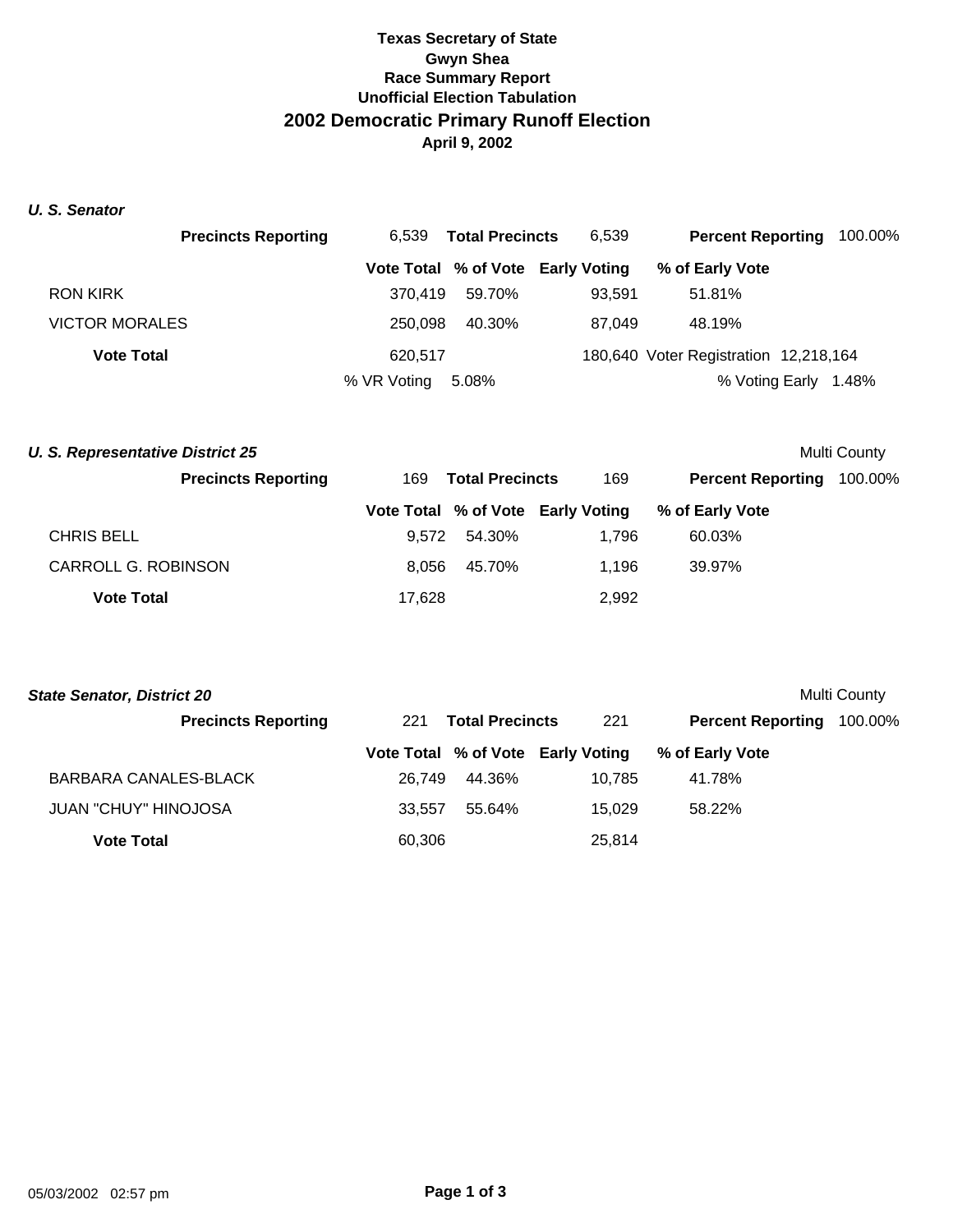**Texas Secretary of State**
**Gwyn Shea**
**Race Summary Report**
**Unofficial Election Tabulation**

# 2002 Democratic Primary Runoff Election

**April 9, 2002**

### *U. S. Senator*

**Precincts Reporting** 6,539 **Total Precincts** 6,539 **Percent Reporting** 100.00%

| | Vote Total | % of Vote | Early Voting | % of Early Vote |
|---|---|---|---|---|
| RON KIRK | 370,419 | 59.70% | 93,591 | 51.81% |
| VICTOR MORALES | 250,098 | 40.30% | 87,049 | 48.19% |
| **Vote Total** | 620,517 | | 180,640 | |

Voter Registration 12,218,164

% VR Voting 5.08%

% Voting Early 1.48%

### *U. S. Representative District 25*

Multi County

**Precincts Reporting** 169 **Total Precincts** 169 **Percent Reporting** 100.00%

| | Vote Total | % of Vote | Early Voting | % of Early Vote |
|---|---|---|---|---|
| CHRIS BELL | 9,572 | 54.30% | 1,796 | 60.03% |
| CARROLL G. ROBINSON | 8,056 | 45.70% | 1,196 | 39.97% |
| **Vote Total** | 17,628 | | 2,992 | |

### *State Senator, District 20*

Multi County

**Precincts Reporting** 221 **Total Precincts** 221 **Percent Reporting** 100.00%

| | Vote Total | % of Vote | Early Voting | % of Early Vote |
|---|---|---|---|---|
| BARBARA CANALES-BLACK | 26,749 | 44.36% | 10,785 | 41.78% |
| JUAN "CHUY" HINOJOSA | 33,557 | 55.64% | 15,029 | 58.22% |
| **Vote Total** | 60,306 | | 25,814 | |

05/03/2002 02:57 pm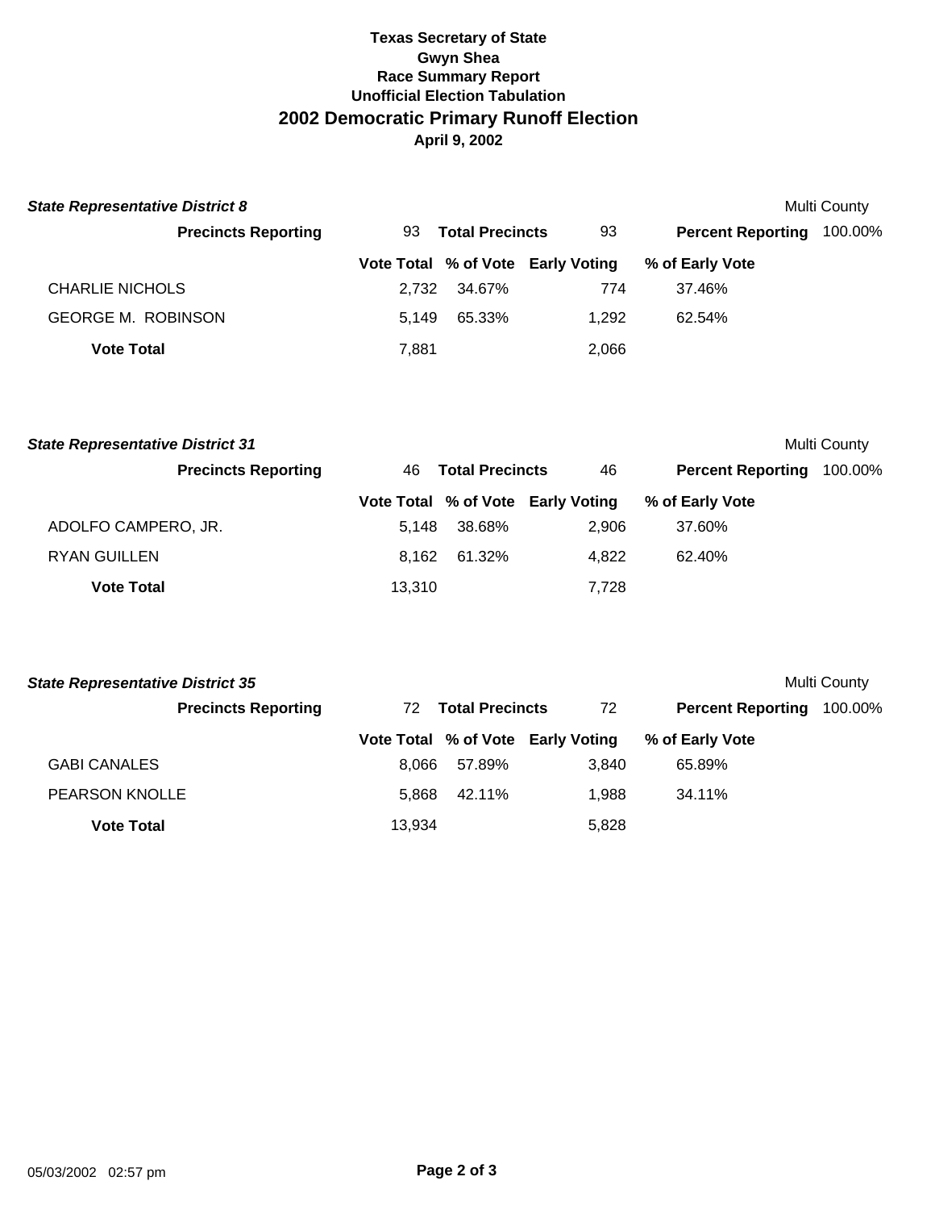# Texas Secretary of State
## Gwyn Shea
### Race Summary Report
### Unofficial Election Tabulation
## 2002 Democratic Primary Runoff Election
### April 9, 2002

***State Representative District 8*** — Multi County

**Precincts Reporting** 93 — **Total Precincts** 93 — **Percent Reporting** 100.00%

| | Vote Total | % of Vote | Early Voting | % of Early Vote |
|---|---|---|---|---|
| CHARLIE NICHOLS | 2,732 | 34.67% | 774 | 37.46% |
| GEORGE M. ROBINSON | 5,149 | 65.33% | 1,292 | 62.54% |
| **Vote Total** | 7,881 | | 2,066 | |

***State Representative District 31*** — Multi County

**Precincts Reporting** 46 — **Total Precincts** 46 — **Percent Reporting** 100.00%

| | Vote Total | % of Vote | Early Voting | % of Early Vote |
|---|---|---|---|---|
| ADOLFO CAMPERO, JR. | 5,148 | 38.68% | 2,906 | 37.60% |
| RYAN GUILLEN | 8,162 | 61.32% | 4,822 | 62.40% |
| **Vote Total** | 13,310 | | 7,728 | |

***State Representative District 35*** — Multi County

**Precincts Reporting** 72 — **Total Precincts** 72 — **Percent Reporting** 100.00%

| | Vote Total | % of Vote | Early Voting | % of Early Vote |
|---|---|---|---|---|
| GABI CANALES | 8,066 | 57.89% | 3,840 | 65.89% |
| PEARSON KNOLLE | 5,868 | 42.11% | 1,988 | 34.11% |
| **Vote Total** | 13,934 | | 5,828 | |

05/03/2002 02:57 pm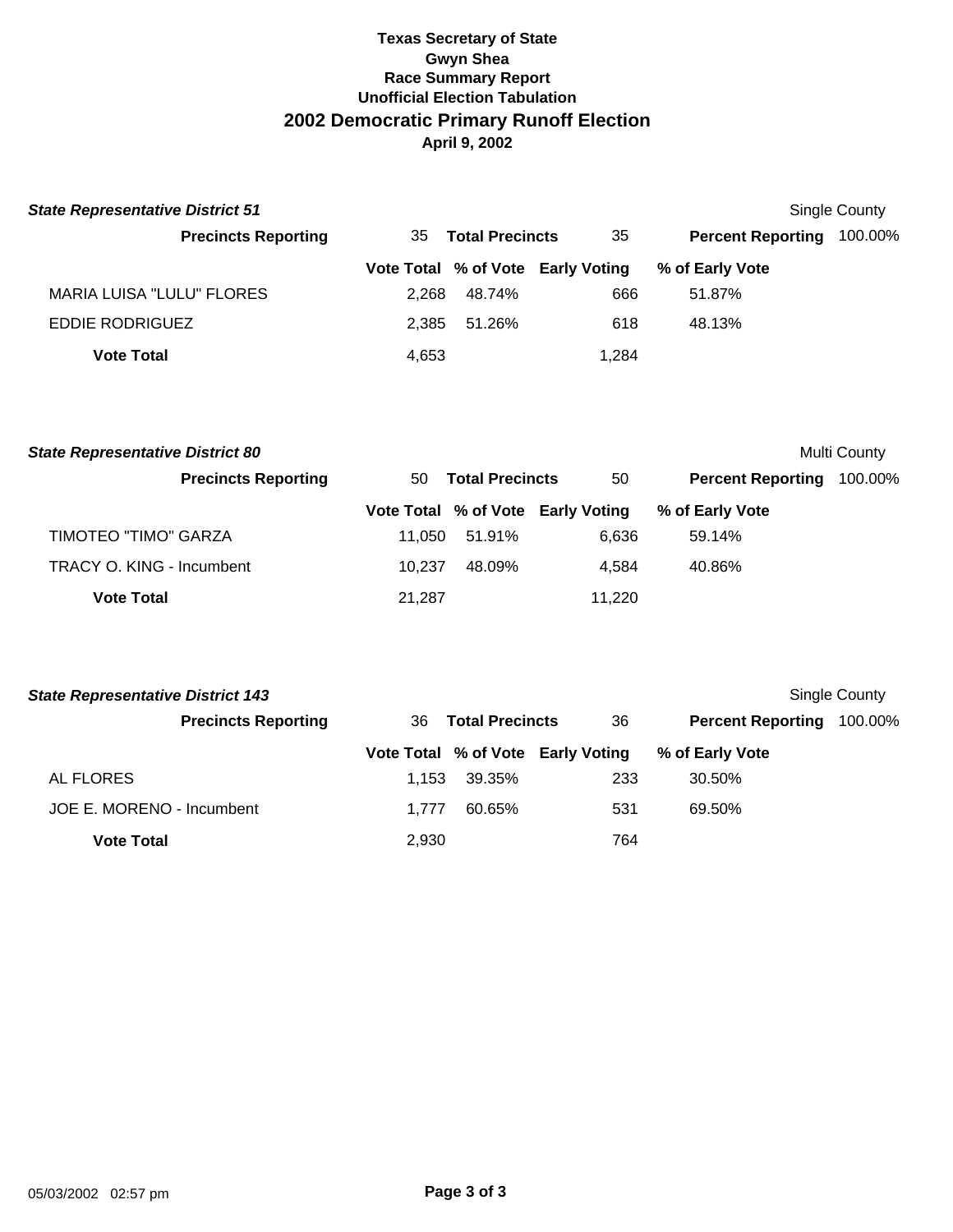# Texas Secretary of State
# Gwyn Shea
## Race Summary Report
## Unofficial Election Tabulation
# 2002 Democratic Primary Runoff Election
### April 9, 2002

***State Representative District 51*** — Single County

**Precincts Reporting** 35 **Total Precincts** 35 **Percent Reporting** 100.00%

| | Vote Total | % of Vote | Early Voting | % of Early Vote |
|---|---|---|---|---|
| MARIA LUISA "LULU" FLORES | 2,268 | 48.74% | 666 | 51.87% |
| EDDIE RODRIGUEZ | 2,385 | 51.26% | 618 | 48.13% |
| **Vote Total** | 4,653 | | 1,284 | |

***State Representative District 80*** — Multi County

**Precincts Reporting** 50 **Total Precincts** 50 **Percent Reporting** 100.00%

| | Vote Total | % of Vote | Early Voting | % of Early Vote |
|---|---|---|---|---|
| TIMOTEO "TIMO" GARZA | 11,050 | 51.91% | 6,636 | 59.14% |
| TRACY O. KING - Incumbent | 10,237 | 48.09% | 4,584 | 40.86% |
| **Vote Total** | 21,287 | | 11,220 | |

***State Representative District 143*** — Single County

**Precincts Reporting** 36 **Total Precincts** 36 **Percent Reporting** 100.00%

| | Vote Total | % of Vote | Early Voting | % of Early Vote |
|---|---|---|---|---|
| AL FLORES | 1,153 | 39.35% | 233 | 30.50% |
| JOE E. MORENO - Incumbent | 1,777 | 60.65% | 531 | 69.50% |
| **Vote Total** | 2,930 | | 764 | |

05/03/2002 02:57 pm